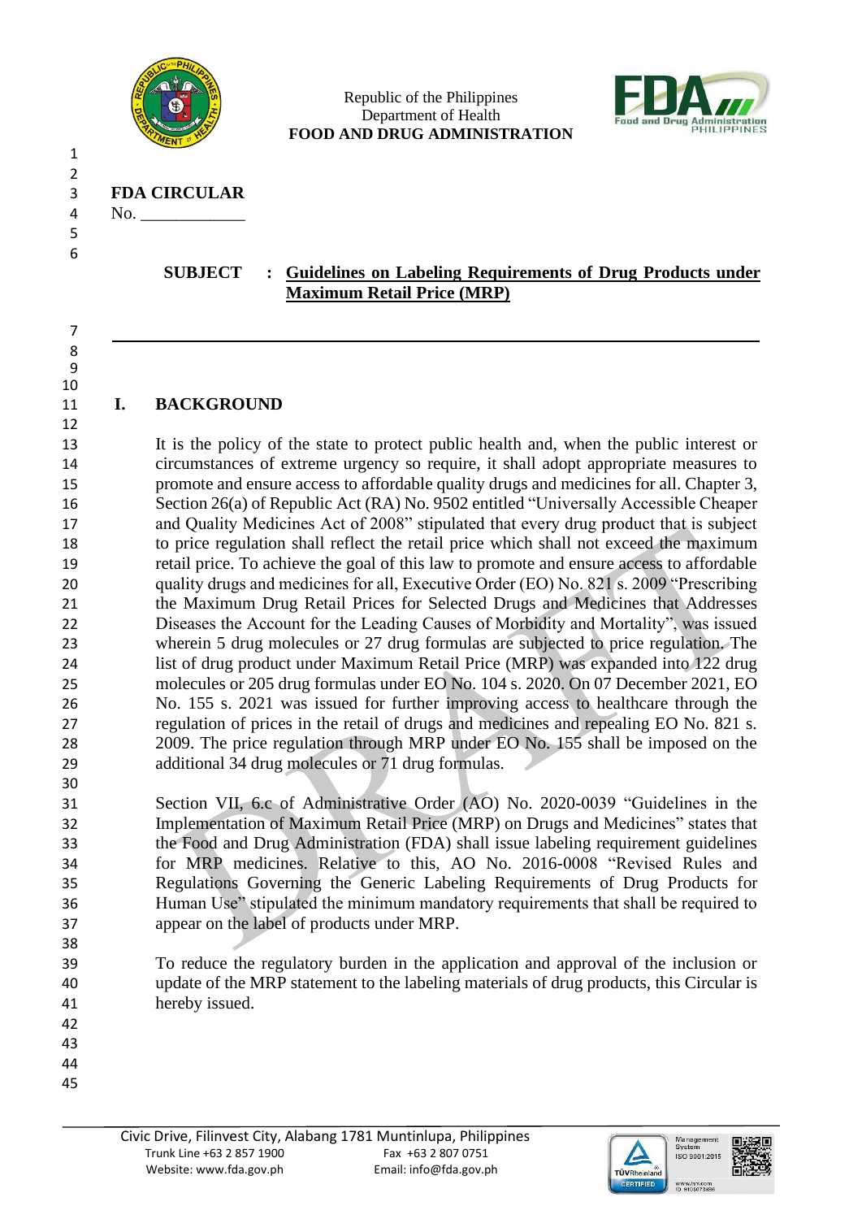Republic of the Philippines
Department of Health
**FOOD AND DRUG ADMINISTRATION**

**FDA CIRCULAR**
No. ____________

**SUBJECT : Guidelines on Labeling Requirements of Drug Products under Maximum Retail Price (MRP)**

## I. BACKGROUND

It is the policy of the state to protect public health and, when the public interest or circumstances of extreme urgency so require, it shall adopt appropriate measures to promote and ensure access to affordable quality drugs and medicines for all. Chapter 3, Section 26(a) of Republic Act (RA) No. 9502 entitled "Universally Accessible Cheaper and Quality Medicines Act of 2008" stipulated that every drug product that is subject to price regulation shall reflect the retail price which shall not exceed the maximum retail price. To achieve the goal of this law to promote and ensure access to affordable quality drugs and medicines for all, Executive Order (EO) No. 821 s. 2009 "Prescribing the Maximum Drug Retail Prices for Selected Drugs and Medicines that Addresses Diseases the Account for the Leading Causes of Morbidity and Mortality", was issued wherein 5 drug molecules or 27 drug formulas are subjected to price regulation. The list of drug product under Maximum Retail Price (MRP) was expanded into 122 drug molecules or 205 drug formulas under EO No. 104 s. 2020. On 07 December 2021, EO No. 155 s. 2021 was issued for further improving access to healthcare through the regulation of prices in the retail of drugs and medicines and repealing EO No. 821 s. 2009. The price regulation through MRP under EO No. 155 shall be imposed on the additional 34 drug molecules or 71 drug formulas.

Section VII, 6.c of Administrative Order (AO) No. 2020-0039 "Guidelines in the Implementation of Maximum Retail Price (MRP) on Drugs and Medicines" states that the Food and Drug Administration (FDA) shall issue labeling requirement guidelines for MRP medicines. Relative to this, AO No. 2016-0008 "Revised Rules and Regulations Governing the Generic Labeling Requirements of Drug Products for Human Use" stipulated the minimum mandatory requirements that shall be required to appear on the label of products under MRP.

To reduce the regulatory burden in the application and approval of the inclusion or update of the MRP statement to the labeling materials of drug products, this Circular is hereby issued.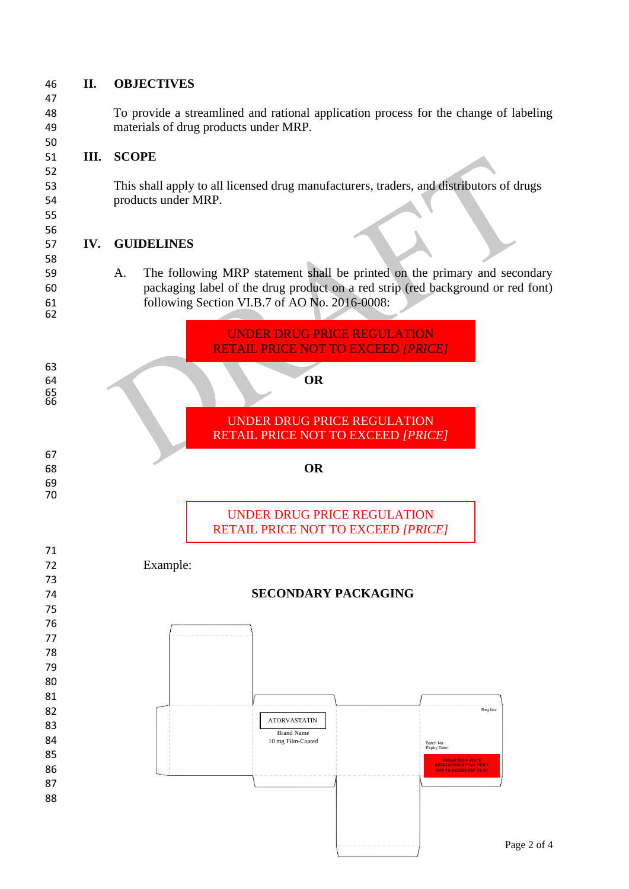## II. OBJECTIVES

To provide a streamlined and rational application process for the change of labeling materials of drug products under MRP.

## III. SCOPE

This shall apply to all licensed drug manufacturers, traders, and distributors of drugs products under MRP.

## IV. GUIDELINES

A. The following MRP statement shall be printed on the primary and secondary packaging label of the drug product on a red strip (red background or red font) following Section VI.B.7 of AO No. 2016-0008:

UNDER DRUG PRICE REGULATION
RETAIL PRICE NOT TO EXCEED *[PRICE]*

**OR**

UNDER DRUG PRICE REGULATION
RETAIL PRICE NOT TO EXCEED *[PRICE]*

**OR**

UNDER DRUG PRICE REGULATION
RETAIL PRICE NOT TO EXCEED *[PRICE]*

Example:

**SECONDARY PACKAGING**

ATORVASTATIN
Brand Name
10 mg Film-Coated

Reg No.:

Batch No.:
Expiry Date:

UNDER DRUG PRICE REGULATION RETAIL PRICE NOT TO EXCEED PhP 14.35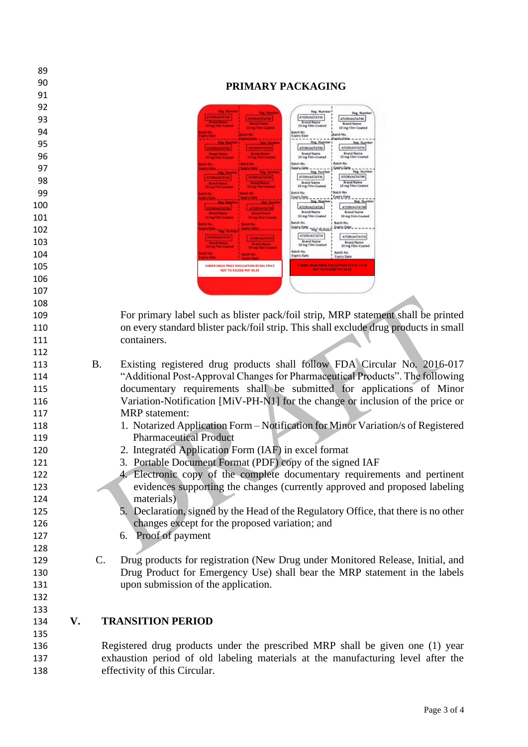**PRIMARY PACKAGING**

For primary label such as blister pack/foil strip, MRP statement shall be printed on every standard blister pack/foil strip. This shall exclude drug products in small containers.

B. Existing registered drug products shall follow FDA Circular No. 2016-017 "Additional Post-Approval Changes for Pharmaceutical Products". The following documentary requirements shall be submitted for applications of Minor Variation-Notification [MiV-PH-N1] for the change or inclusion of the price or MRP statement:

1. Notarized Application Form – Notification for Minor Variation/s of Registered Pharmaceutical Product
2. Integrated Application Form (IAF) in excel format
3. Portable Document Format (PDF) copy of the signed IAF
4. Electronic copy of the complete documentary requirements and pertinent evidences supporting the changes (currently approved and proposed labeling materials)
5. Declaration, signed by the Head of the Regulatory Office, that there is no other changes except for the proposed variation; and
6. Proof of payment

C. Drug products for registration (New Drug under Monitored Release, Initial, and Drug Product for Emergency Use) shall bear the MRP statement in the labels upon submission of the application.

## V. TRANSITION PERIOD

Registered drug products under the prescribed MRP shall be given one (1) year exhaustion period of old labeling materials at the manufacturing level after the effectivity of this Circular.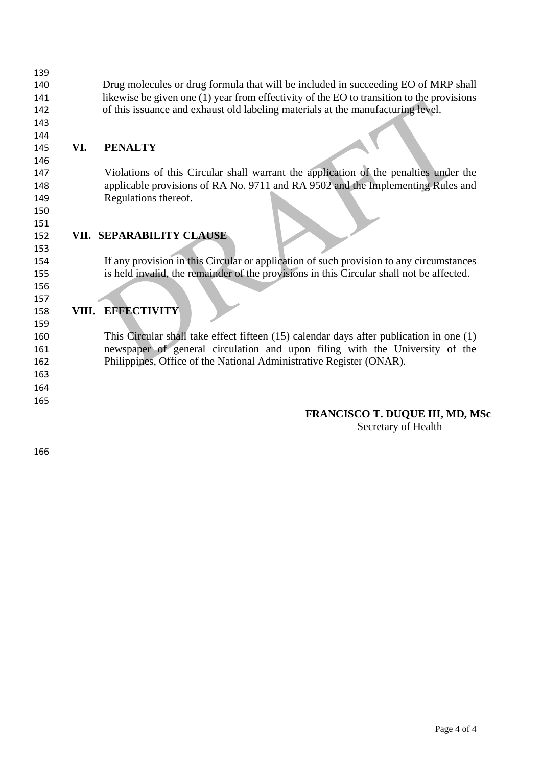Drug molecules or drug formula that will be included in succeeding EO of MRP shall likewise be given one (1) year from effectivity of the EO to transition to the provisions of this issuance and exhaust old labeling materials at the manufacturing level.

## VI. PENALTY

Violations of this Circular shall warrant the application of the penalties under the applicable provisions of RA No. 9711 and RA 9502 and the Implementing Rules and Regulations thereof.

## VII. SEPARABILITY CLAUSE

If any provision in this Circular or application of such provision to any circumstances is held invalid, the remainder of the provisions in this Circular shall not be affected.

## VIII. EFFECTIVITY

This Circular shall take effect fifteen (15) calendar days after publication in one (1) newspaper of general circulation and upon filing with the University of the Philippines, Office of the National Administrative Register (ONAR).

**FRANCISCO T. DUQUE III, MD, MSc**
Secretary of Health